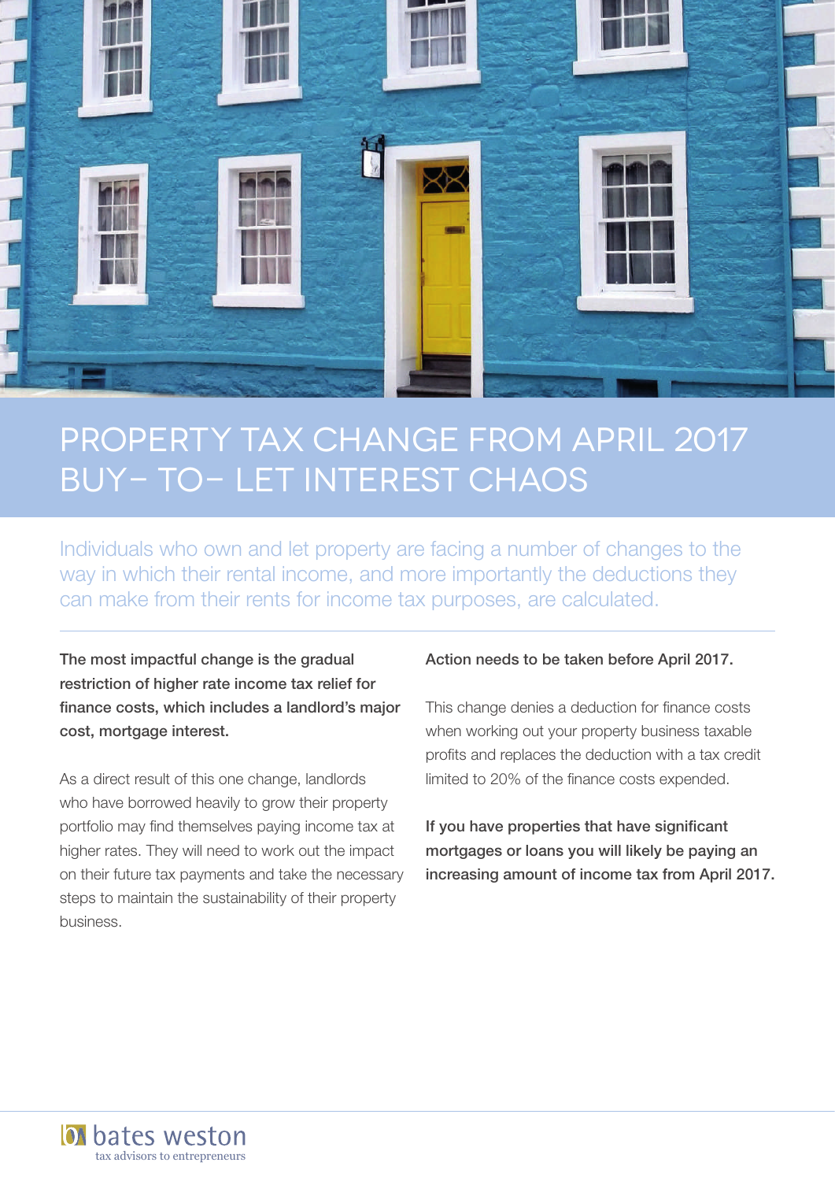# PROPERTY TAX CHANGE FROM APRIL 2017 BUY- TO- LET INTEREST CHAOS

Individuals who own and let property are facing a number of changes to the way in which their rental income, and more importantly the deductions they can make from their rents for income tax purposes, are calculated.

**The most impactful change is the gradual restriction of higher rate income tax relief for finance costs, which includes a landlord's major cost, mortgage interest.**

As a direct result of this one change, landlords who have borrowed heavily to grow their property portfolio may find themselves paying income tax at higher rates. They will need to work out the impact on their future tax payments and take the necessary steps to maintain the sustainability of their property business.

**Action needs to be taken before April 2017.**

This change denies a deduction for finance costs when working out your property business taxable profits and replaces the deduction with a tax credit limited to 20% of the finance costs expended.

**If you have properties that have significant mortgages or loans you will likely be paying an increasing amount of income tax from April 2017.**

bates weston
tax advisors to entrepreneurs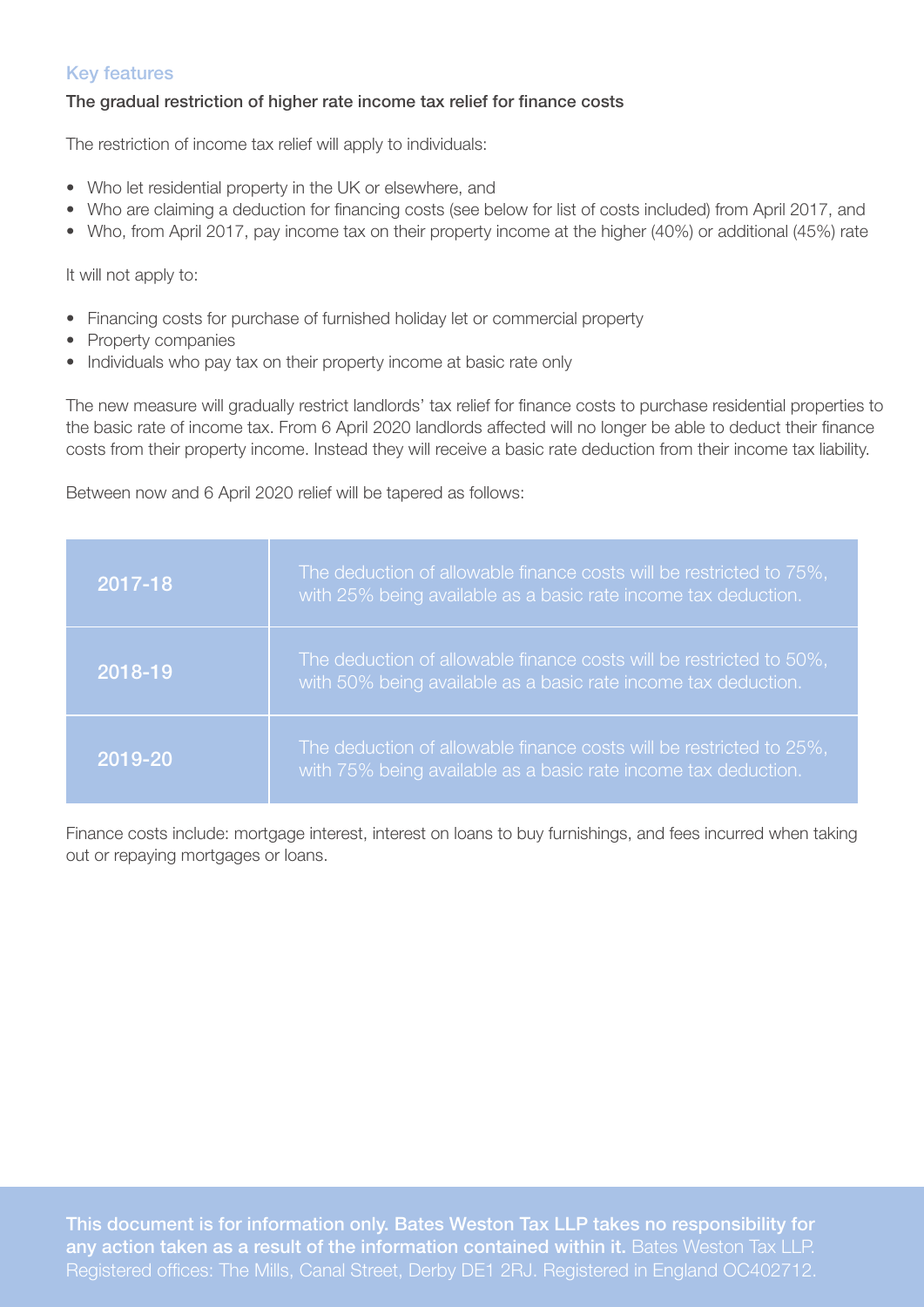## Key features

**The gradual restriction of higher rate income tax relief for finance costs**

The restriction of income tax relief will apply to individuals:

- Who let residential property in the UK or elsewhere, and
- Who are claiming a deduction for financing costs (see below for list of costs included) from April 2017, and
- Who, from April 2017, pay income tax on their property income at the higher (40%) or additional (45%) rate

It will not apply to:

- Financing costs for purchase of furnished holiday let or commercial property
- Property companies
- Individuals who pay tax on their property income at basic rate only

The new measure will gradually restrict landlords' tax relief for finance costs to purchase residential properties to the basic rate of income tax. From 6 April 2020 landlords affected will no longer be able to deduct their finance costs from their property income. Instead they will receive a basic rate deduction from their income tax liability.

Between now and 6 April 2020 relief will be tapered as follows:

| | |
|---|---|
| 2017-18 | The deduction of allowable finance costs will be restricted to 75%, with 25% being available as a basic rate income tax deduction. |
| 2018-19 | The deduction of allowable finance costs will be restricted to 50%, with 50% being available as a basic rate income tax deduction. |
| 2019-20 | The deduction of allowable finance costs will be restricted to 25%, with 75% being available as a basic rate income tax deduction. |

Finance costs include: mortgage interest, interest on loans to buy furnishings, and fees incurred when taking out or repaying mortgages or loans.

**This document is for information only. Bates Weston Tax LLP takes no responsibility for any action taken as a result of the information contained within it.** Bates Weston Tax LLP. Registered offices: The Mills, Canal Street, Derby DE1 2RJ. Registered in England OC402712.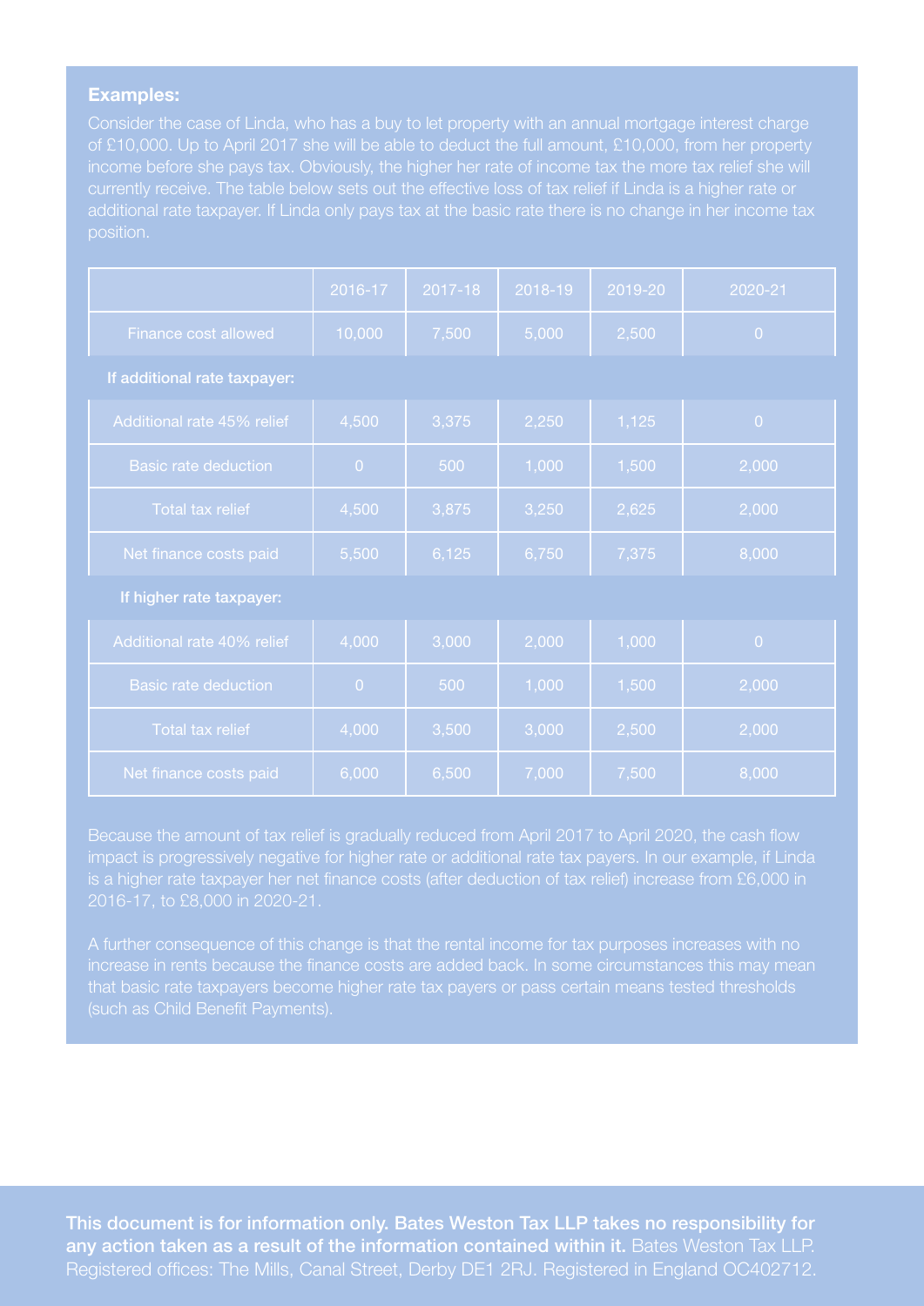**Examples:**

Consider the case of Linda, who has a buy to let property with an annual mortgage interest charge of £10,000. Up to April 2017 she will be able to deduct the full amount, £10,000, from her property income before she pays tax. Obviously, the higher her rate of income tax the more tax relief she will currently receive. The table below sets out the effective loss of tax relief if Linda is a higher rate or additional rate taxpayer. If Linda only pays tax at the basic rate there is no change in her income tax position.

| | 2016-17 | 2017-18 | 2018-19 | 2019-20 | 2020-21 |
|---|---|---|---|---|---|
| Finance cost allowed | 10,000 | 7,500 | 5,000 | 2,500 | 0 |
| **If additional rate taxpayer:** | | | | | |
| Additional rate 45% relief | 4,500 | 3,375 | 2,250 | 1,125 | 0 |
| Basic rate deduction | 0 | 500 | 1,000 | 1,500 | 2,000 |
| Total tax relief | 4,500 | 3,875 | 3,250 | 2,625 | 2,000 |
| Net finance costs paid | 5,500 | 6,125 | 6,750 | 7,375 | 8,000 |
| **If higher rate taxpayer:** | | | | | |
| Additional rate 40% relief | 4,000 | 3,000 | 2,000 | 1,000 | 0 |
| Basic rate deduction | 0 | 500 | 1,000 | 1,500 | 2,000 |
| Total tax relief | 4,000 | 3,500 | 3,000 | 2,500 | 2,000 |
| Net finance costs paid | 6,000 | 6,500 | 7,000 | 7,500 | 8,000 |

Because the amount of tax relief is gradually reduced from April 2017 to April 2020, the cash flow impact is progressively negative for higher rate or additional rate tax payers. In our example, if Linda is a higher rate taxpayer her net finance costs (after deduction of tax relief) increase from £6,000 in 2016-17, to £8,000 in 2020-21.

A further consequence of this change is that the rental income for tax purposes increases with no increase in rents because the finance costs are added back. In some circumstances this may mean that basic rate taxpayers become higher rate tax payers or pass certain means tested thresholds (such as Child Benefit Payments).

**This document is for information only. Bates Weston Tax LLP takes no responsibility for any action taken as a result of the information contained within it.** Bates Weston Tax LLP. Registered offices: The Mills, Canal Street, Derby DE1 2RJ. Registered in England OC402712.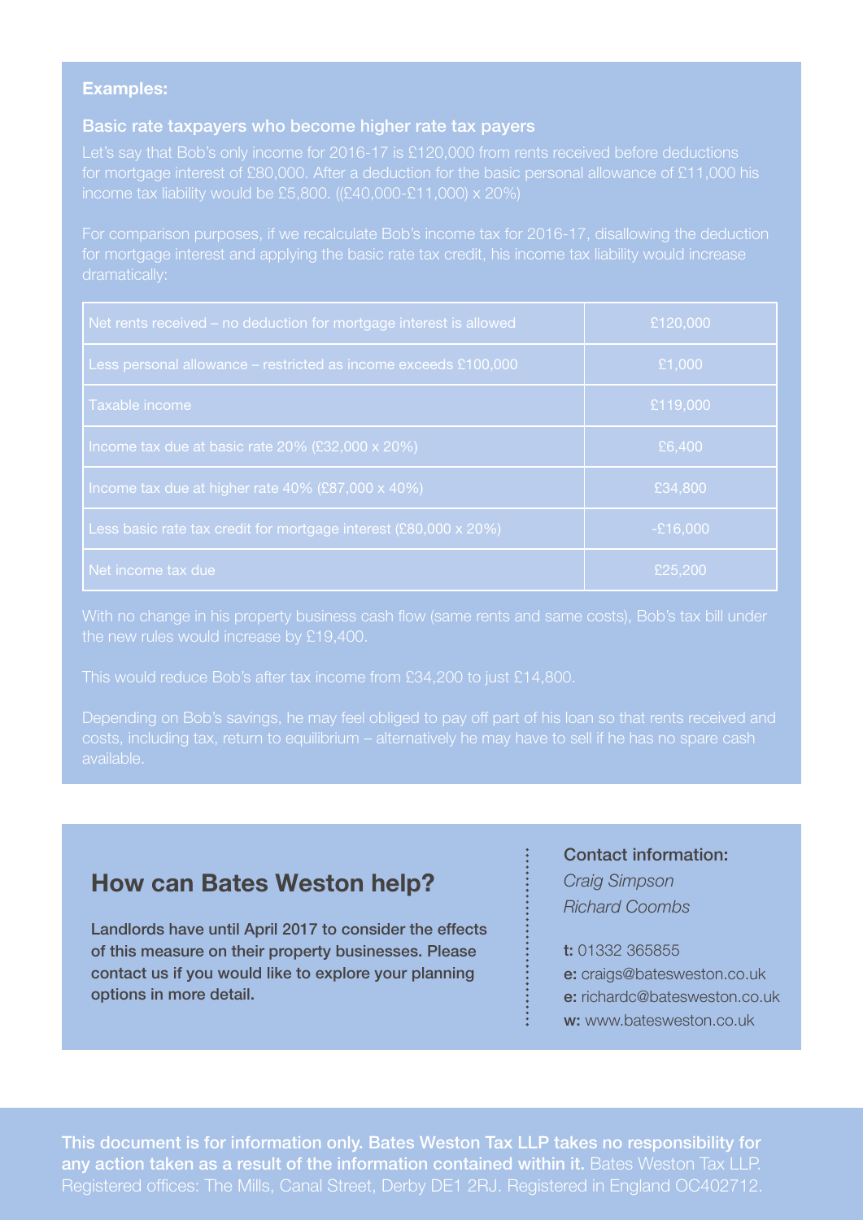**Examples:**

### Basic rate taxpayers who become higher rate tax payers

Let's say that Bob's only income for 2016-17 is £120,000 from rents received before deductions for mortgage interest of £80,000. After a deduction for the basic personal allowance of £11,000 his income tax liability would be £5,800. ((£40,000-£11,000) x 20%)

For comparison purposes, if we recalculate Bob's income tax for 2016-17, disallowing the deduction for mortgage interest and applying the basic rate tax credit, his income tax liability would increase dramatically:

| | |
|---|---|
| Net rents received – no deduction for mortgage interest is allowed | £120,000 |
| Less personal allowance – restricted as income exceeds £100,000 | £1,000 |
| Taxable income | £119,000 |
| Income tax due at basic rate 20% (£32,000 x 20%) | £6,400 |
| Income tax due at higher rate 40% (£87,000 x 40%) | £34,800 |
| Less basic rate tax credit for mortgage interest (£80,000 x 20%) | -£16,000 |
| Net income tax due | £25,200 |

With no change in his property business cash flow (same rents and same costs), Bob's tax bill under the new rules would increase by £19,400.

This would reduce Bob's after tax income from £34,200 to just £14,800.

Depending on Bob's savings, he may feel obliged to pay off part of his loan so that rents received and costs, including tax, return to equilibrium – alternatively he may have to sell if he has no spare cash available.

## How can Bates Weston help?

**Landlords have until April 2017 to consider the effects of this measure on their property businesses. Please contact us if you would like to explore your planning options in more detail.**

**Contact information:**

*Craig Simpson*
*Richard Coombs*

**t:** 01332 365855
**e:** craigs@batesweston.co.uk
**e:** richardc@batesweston.co.uk
**w:** www.batesweston.co.uk

**This document is for information only. Bates Weston Tax LLP takes no responsibility for any action taken as a result of the information contained within it.** Bates Weston Tax LLP. Registered offices: The Mills, Canal Street, Derby DE1 2RJ. Registered in England OC402712.